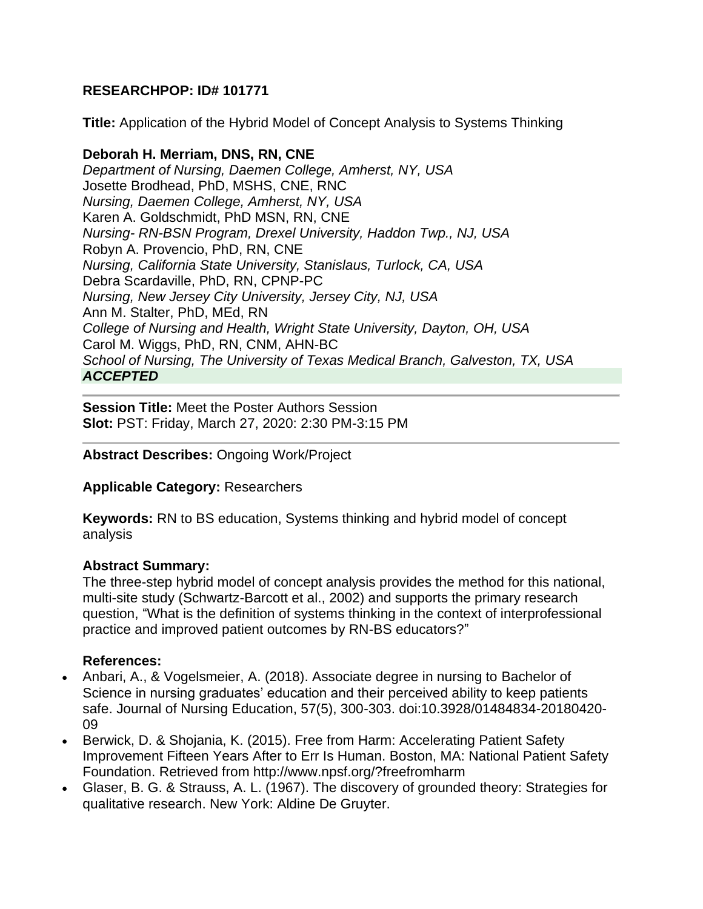**RESEARCHPOP: ID# 101771**

**Title:** Application of the Hybrid Model of Concept Analysis to Systems Thinking

**Deborah H. Merriam, DNS, RN, CNE**
*Department of Nursing, Daemen College, Amherst, NY, USA*
Josette Brodhead, PhD, MSHS, CNE, RNC
*Nursing, Daemen College, Amherst, NY, USA*
Karen A. Goldschmidt, PhD MSN, RN, CNE
*Nursing- RN-BSN Program, Drexel University, Haddon Twp., NJ, USA*
Robyn A. Provencio, PhD, RN, CNE
*Nursing, California State University, Stanislaus, Turlock, CA, USA*
Debra Scardaville, PhD, RN, CPNP-PC
*Nursing, New Jersey City University, Jersey City, NJ, USA*
Ann M. Stalter, PhD, MEd, RN
*College of Nursing and Health, Wright State University, Dayton, OH, USA*
Carol M. Wiggs, PhD, RN, CNM, AHN-BC
*School of Nursing, The University of Texas Medical Branch, Galveston, TX, USA*
***ACCEPTED***

---

**Session Title:** Meet the Poster Authors Session
**Slot:** PST: Friday, March 27, 2020: 2:30 PM-3:15 PM

---

**Abstract Describes:** Ongoing Work/Project

**Applicable Category:** Researchers

**Keywords:** RN to BS education, Systems thinking and hybrid model of concept analysis

**Abstract Summary:**
The three-step hybrid model of concept analysis provides the method for this national, multi-site study (Schwartz-Barcott et al., 2002) and supports the primary research question, "What is the definition of systems thinking in the context of interprofessional practice and improved patient outcomes by RN-BS educators?"

**References:**

- Anbari, A., & Vogelsmeier, A. (2018). Associate degree in nursing to Bachelor of Science in nursing graduates' education and their perceived ability to keep patients safe. Journal of Nursing Education, 57(5), 300-303. doi:10.3928/01484834-20180420-09
- Berwick, D. & Shojania, K. (2015). Free from Harm: Accelerating Patient Safety Improvement Fifteen Years After to Err Is Human. Boston, MA: National Patient Safety Foundation. Retrieved from http://www.npsf.org/?freefromharm
- Glaser, B. G. & Strauss, A. L. (1967). The discovery of grounded theory: Strategies for qualitative research. New York: Aldine De Gruyter.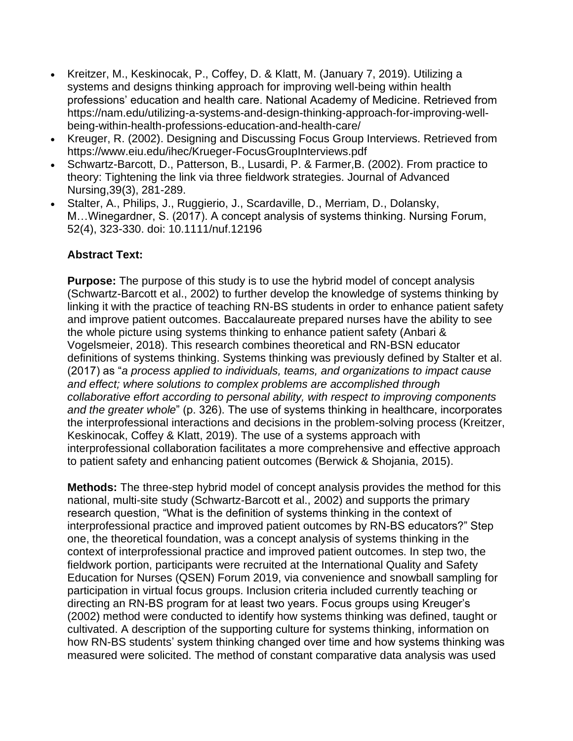- Kreitzer, M., Keskinocak, P., Coffey, D. & Klatt, M. (January 7, 2019). Utilizing a systems and designs thinking approach for improving well-being within health professions' education and health care. National Academy of Medicine. Retrieved from https://nam.edu/utilizing-a-systems-and-design-thinking-approach-for-improving-well-being-within-health-professions-education-and-health-care/
- Kreuger, R. (2002). Designing and Discussing Focus Group Interviews. Retrieved from https://www.eiu.edu/ihec/Krueger-FocusGroupInterviews.pdf
- Schwartz-Barcott, D., Patterson, B., Lusardi, P. & Farmer,B. (2002). From practice to theory: Tightening the link via three fieldwork strategies. Journal of Advanced Nursing,39(3), 281-289.
- Stalter, A., Philips, J., Ruggierio, J., Scardaville, D., Merriam, D., Dolansky, M…Winegardner, S. (2017). A concept analysis of systems thinking. Nursing Forum, 52(4), 323-330. doi: 10.1111/nuf.12196

**Abstract Text:**

**Purpose:** The purpose of this study is to use the hybrid model of concept analysis (Schwartz-Barcott et al., 2002) to further develop the knowledge of systems thinking by linking it with the practice of teaching RN-BS students in order to enhance patient safety and improve patient outcomes. Baccalaureate prepared nurses have the ability to see the whole picture using systems thinking to enhance patient safety (Anbari & Vogelsmeier, 2018). This research combines theoretical and RN-BSN educator definitions of systems thinking. Systems thinking was previously defined by Stalter et al. (2017) as "*a process applied to individuals, teams, and organizations to impact cause and effect; where solutions to complex problems are accomplished through collaborative effort according to personal ability, with respect to improving components and the greater whole*" (p. 326). The use of systems thinking in healthcare, incorporates the interprofessional interactions and decisions in the problem-solving process (Kreitzer, Keskinocak, Coffey & Klatt, 2019). The use of a systems approach with interprofessional collaboration facilitates a more comprehensive and effective approach to patient safety and enhancing patient outcomes (Berwick & Shojania, 2015).

**Methods:** The three-step hybrid model of concept analysis provides the method for this national, multi-site study (Schwartz-Barcott et al., 2002) and supports the primary research question, "What is the definition of systems thinking in the context of interprofessional practice and improved patient outcomes by RN-BS educators?" Step one, the theoretical foundation, was a concept analysis of systems thinking in the context of interprofessional practice and improved patient outcomes. In step two, the fieldwork portion, participants were recruited at the International Quality and Safety Education for Nurses (QSEN) Forum 2019, via convenience and snowball sampling for participation in virtual focus groups. Inclusion criteria included currently teaching or directing an RN-BS program for at least two years. Focus groups using Kreuger's (2002) method were conducted to identify how systems thinking was defined, taught or cultivated. A description of the supporting culture for systems thinking, information on how RN-BS students' system thinking changed over time and how systems thinking was measured were solicited. The method of constant comparative data analysis was used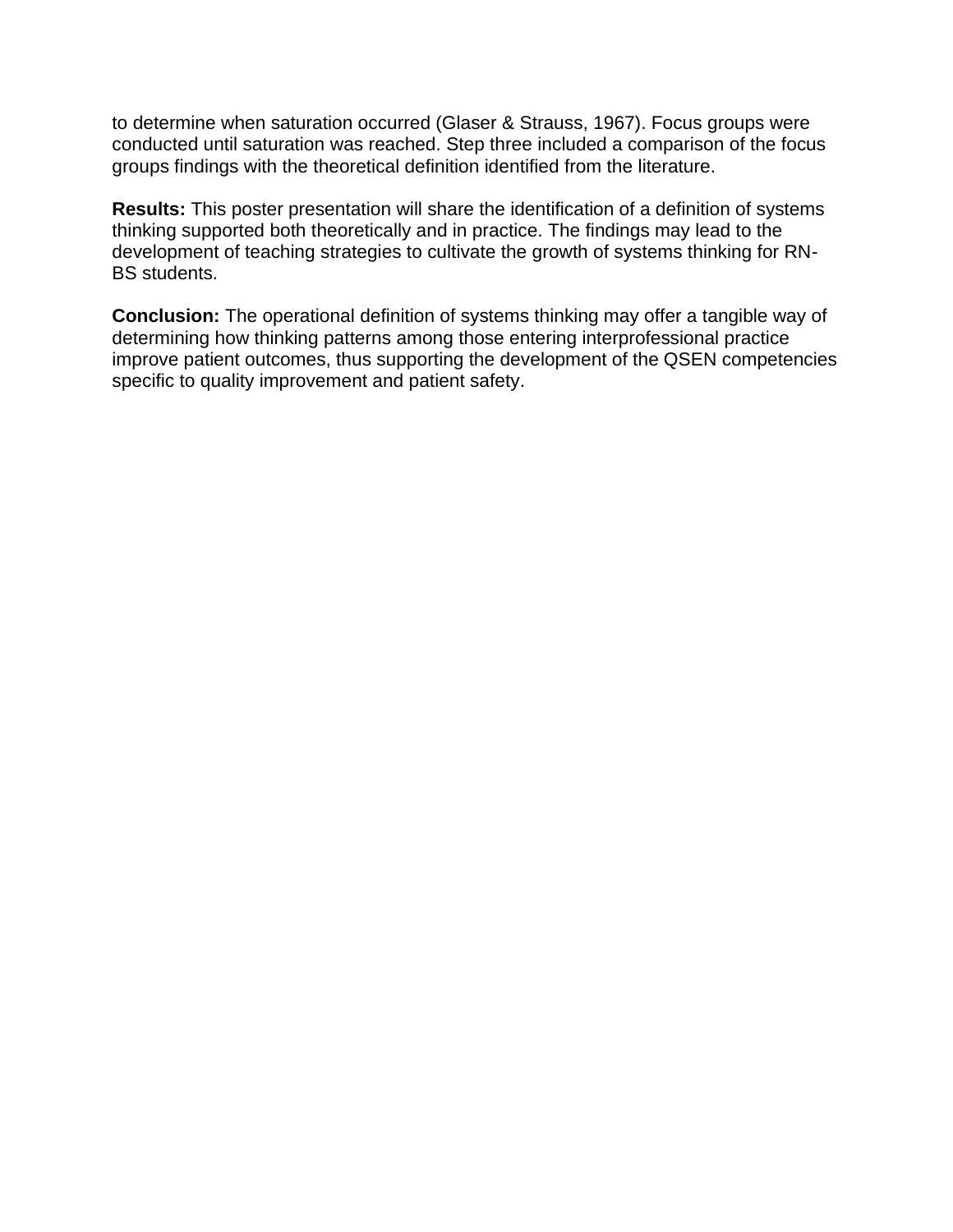to determine when saturation occurred (Glaser & Strauss, 1967). Focus groups were conducted until saturation was reached. Step three included a comparison of the focus groups findings with the theoretical definition identified from the literature.

**Results:** This poster presentation will share the identification of a definition of systems thinking supported both theoretically and in practice. The findings may lead to the development of teaching strategies to cultivate the growth of systems thinking for RN-BS students.

**Conclusion:** The operational definition of systems thinking may offer a tangible way of determining how thinking patterns among those entering interprofessional practice improve patient outcomes, thus supporting the development of the QSEN competencies specific to quality improvement and patient safety.